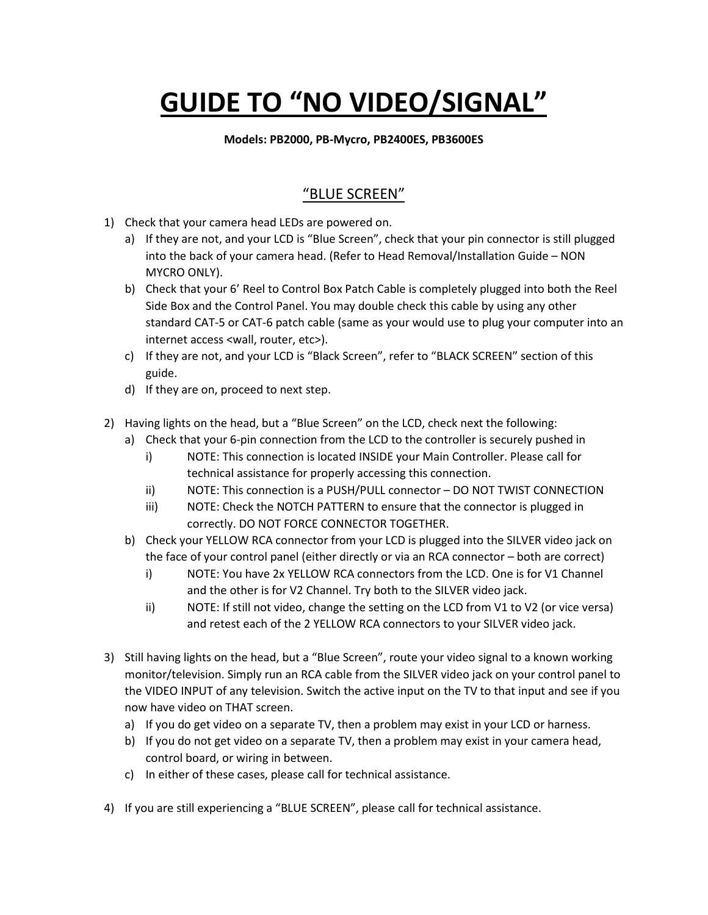# GUIDE TO "NO VIDEO/SIGNAL"

**Models: PB2000, PB-Mycro, PB2400ES, PB3600ES**

## "BLUE SCREEN"

1) Check that your camera head LEDs are powered on.
   a) If they are not, and your LCD is "Blue Screen", check that your pin connector is still plugged into the back of your camera head. (Refer to Head Removal/Installation Guide – NON MYCRO ONLY).
   b) Check that your 6' Reel to Control Box Patch Cable is completely plugged into both the Reel Side Box and the Control Panel. You may double check this cable by using any other standard CAT-5 or CAT-6 patch cable (same as your would use to plug your computer into an internet access <wall, router, etc>).
   c) If they are not, and your LCD is "Black Screen", refer to "BLACK SCREEN" section of this guide.
   d) If they are on, proceed to next step.

2) Having lights on the head, but a "Blue Screen" on the LCD, check next the following:
   a) Check that your 6-pin connection from the LCD to the controller is securely pushed in
      i) NOTE: This connection is located INSIDE your Main Controller. Please call for technical assistance for properly accessing this connection.
      ii) NOTE: This connection is a PUSH/PULL connector – DO NOT TWIST CONNECTION
      iii) NOTE: Check the NOTCH PATTERN to ensure that the connector is plugged in correctly. DO NOT FORCE CONNECTOR TOGETHER.
   b) Check your YELLOW RCA connector from your LCD is plugged into the SILVER video jack on the face of your control panel (either directly or via an RCA connector – both are correct)
      i) NOTE: You have 2x YELLOW RCA connectors from the LCD. One is for V1 Channel and the other is for V2 Channel. Try both to the SILVER video jack.
      ii) NOTE: If still not video, change the setting on the LCD from V1 to V2 (or vice versa) and retest each of the 2 YELLOW RCA connectors to your SILVER video jack.

3) Still having lights on the head, but a "Blue Screen", route your video signal to a known working monitor/television. Simply run an RCA cable from the SILVER video jack on your control panel to the VIDEO INPUT of any television. Switch the active input on the TV to that input and see if you now have video on THAT screen.
   a) If you do get video on a separate TV, then a problem may exist in your LCD or harness.
   b) If you do not get video on a separate TV, then a problem may exist in your camera head, control board, or wiring in between.
   c) In either of these cases, please call for technical assistance.

4) If you are still experiencing a "BLUE SCREEN", please call for technical assistance.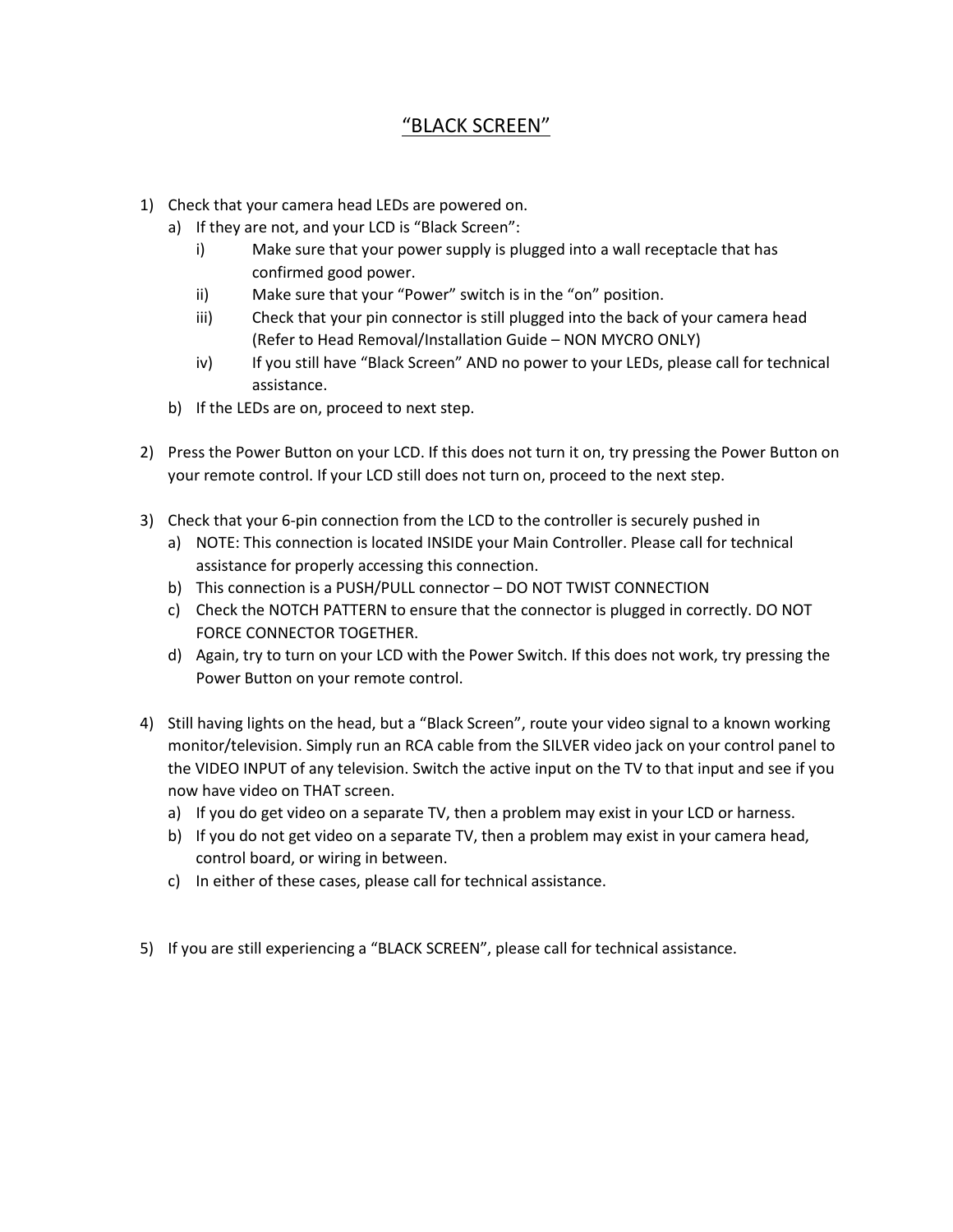# "BLACK SCREEN"

1) Check that your camera head LEDs are powered on.
   a) If they are not, and your LCD is "Black Screen":
      i) Make sure that your power supply is plugged into a wall receptacle that has confirmed good power.
      ii) Make sure that your "Power" switch is in the "on" position.
      iii) Check that your pin connector is still plugged into the back of your camera head (Refer to Head Removal/Installation Guide – NON MYCRO ONLY)
      iv) If you still have "Black Screen" AND no power to your LEDs, please call for technical assistance.
   b) If the LEDs are on, proceed to next step.

2) Press the Power Button on your LCD. If this does not turn it on, try pressing the Power Button on your remote control. If your LCD still does not turn on, proceed to the next step.

3) Check that your 6-pin connection from the LCD to the controller is securely pushed in
   a) NOTE: This connection is located INSIDE your Main Controller. Please call for technical assistance for properly accessing this connection.
   b) This connection is a PUSH/PULL connector – DO NOT TWIST CONNECTION
   c) Check the NOTCH PATTERN to ensure that the connector is plugged in correctly. DO NOT FORCE CONNECTOR TOGETHER.
   d) Again, try to turn on your LCD with the Power Switch. If this does not work, try pressing the Power Button on your remote control.

4) Still having lights on the head, but a "Black Screen", route your video signal to a known working monitor/television. Simply run an RCA cable from the SILVER video jack on your control panel to the VIDEO INPUT of any television. Switch the active input on the TV to that input and see if you now have video on THAT screen.
   a) If you do get video on a separate TV, then a problem may exist in your LCD or harness.
   b) If you do not get video on a separate TV, then a problem may exist in your camera head, control board, or wiring in between.
   c) In either of these cases, please call for technical assistance.

5) If you are still experiencing a "BLACK SCREEN", please call for technical assistance.